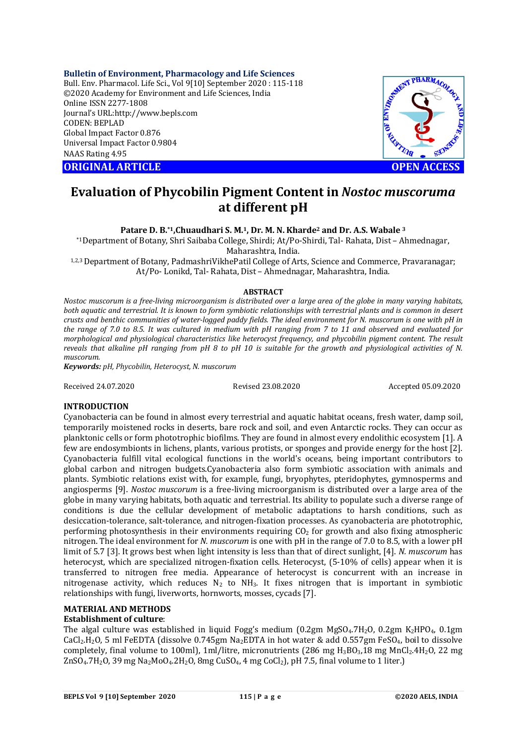**ORIGINAL ARTICLE** **OPEN ACCESS**

# Evaluation of Phycobilin Pigment Content in *Nostoc muscoruma* at different pH

**Patare D. B.*[1], Chuaudhari S. M.[1], Dr. M. N. Kharde[2] and Dr. A.S. Wabale [3]**

*[1]Department of Botany, Shri Saibaba College, Shirdi; At/Po-Shirdi, Tal- Rahata, Dist – Ahmednagar, Maharashtra, India.

[1,2,3] Department of Botany, PadmashriVikhePatil College of Arts, Science and Commerce, Pravaranagar; At/Po- Lonikd, Tal- Rahata, Dist – Ahmednagar, Maharashtra, India.

### ABSTRACT

*Nostoc muscorum is a free-living microorganism is distributed over a large area of the globe in many varying habitats, both aquatic and terrestrial. It is known to form symbiotic relationships with terrestrial plants and is common in desert crusts and benthic communities of water-logged paddy fields. The ideal environment for N. muscorum is one with pH in the range of 7.0 to 8.5. It was cultured in medium with pH ranging from 7 to 11 and observed and evaluated for morphological and physiological characteristics like heterocyst frequency, and phycobilin pigment content. The result reveals that alkaline pH ranging from pH 8 to pH 10 is suitable for the growth and physiological activities of N. muscorum.*

***Keywords:*** *pH, Phycobilin, Heterocyst, N. muscorum*

Received 24.07.2020 Revised 23.08.2020 Accepted 05.09.2020

## INTRODUCTION

Cyanobacteria can be found in almost every terrestrial and aquatic habitat oceans, fresh water, damp soil, temporarily moistened rocks in deserts, bare rock and soil, and even Antarctic rocks. They can occur as planktonic cells or form phototrophic biofilms. They are found in almost every endolithic ecosystem [1]. A few are endosymbionts in lichens, plants, various protists, or sponges and provide energy for the host [2]. Cyanobacteria fulfill vital ecological functions in the world's oceans, being important contributors to global carbon and nitrogen budgets.Cyanobacteria also form symbiotic association with animals and plants. Symbiotic relations exist with, for example, fungi, bryophytes, pteridophytes, gymnosperms and angiosperms [9]. *Nostoc muscorum* is a free-living microorganism is distributed over a large area of the globe in many varying habitats, both aquatic and terrestrial. Its ability to populate such a diverse range of conditions is due the cellular development of metabolic adaptations to harsh conditions, such as desiccation-tolerance, salt-tolerance, and nitrogen-fixation processes. As cyanobacteria are phototrophic, performing photosynthesis in their environments requiring $CO_2$ for growth and also fixing atmospheric nitrogen. The ideal environment for *N. muscorum* is one with pH in the range of 7.0 to 8.5, with a lower pH limit of 5.7 [3]. It grows best when light intensity is less than that of direct sunlight, [4]. *N. muscorum* has heterocyst, which are specialized nitrogen-fixation cells. Heterocyst, (5-10% of cells) appear when it is transferred to nitrogen free media. Appearance of heterocyst is concurrent with an increase in nitrogenase activity, which reduces $N_2$ to $NH_3$. It fixes nitrogen that is important in symbiotic relationships with fungi, liverworts, hornworts, mosses, cycads [7].

## MATERIAL AND METHODS

### Establishment of culture:

The algal culture was established in liquid Fogg's medium (0.2gm $MgSO_4.7H_2O$, 0.2gm $K_2HPO_4$, 0.1gm $CaCl_2.H_2O$, 5 ml FeEDTA (dissolve 0.745gm $Na_2EDTA$ in hot water & add 0.557gm $FeSO_4$, boil to dissolve completely, final volume to 100ml), 1ml/litre, micronutrients (286 mg $H_3BO_3$, 18 mg $MnCl_2.4H_2O$, 22 mg $ZnSO_4.7H_2O$, 39 mg $Na_2MoO_4.2H_2O$, 8mg $CuSO_4$, 4 mg $CoCl_2$), pH 7.5, final volume to 1 liter.)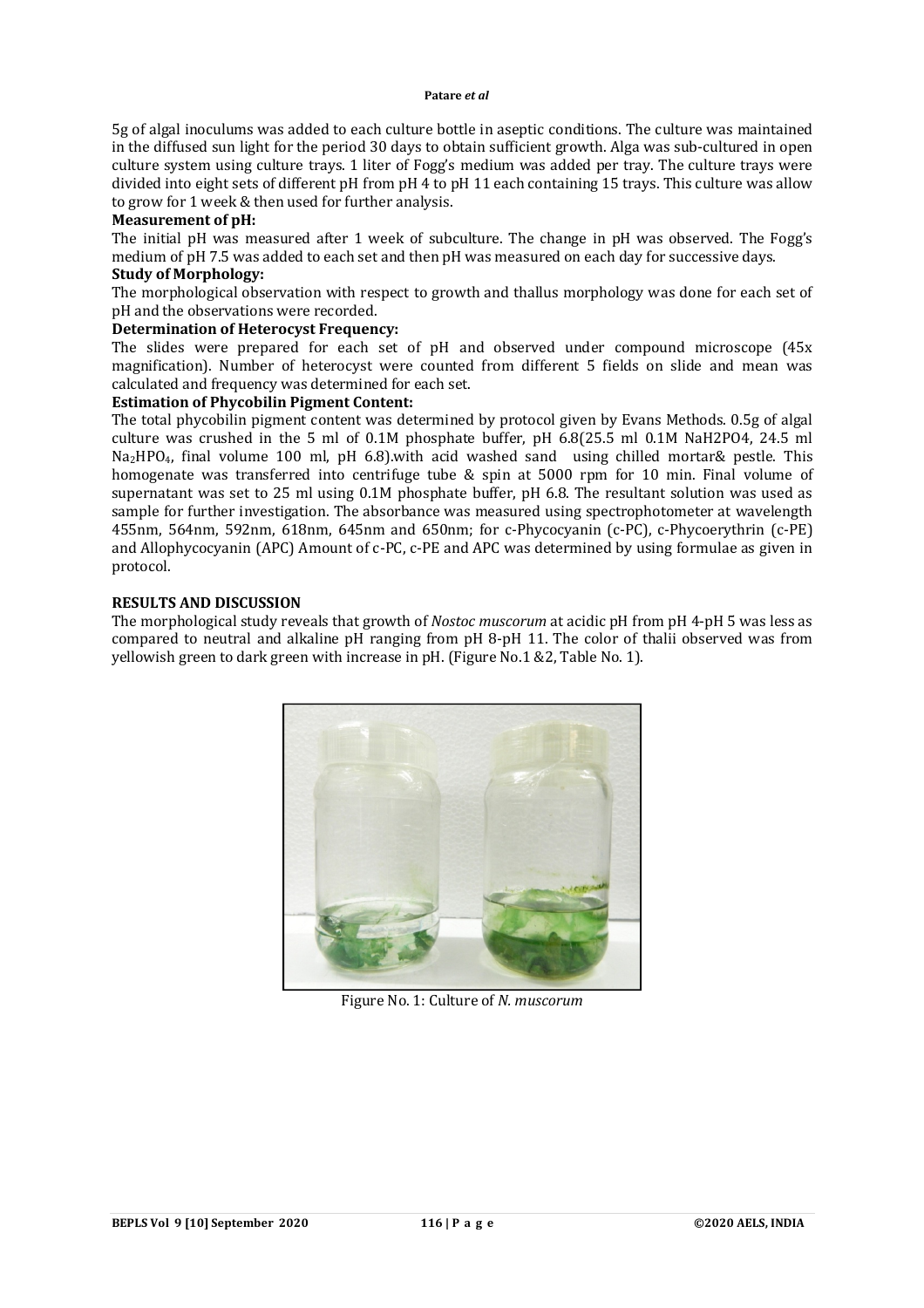5g of algal inoculums was added to each culture bottle in aseptic conditions. The culture was maintained in the diffused sun light for the period 30 days to obtain sufficient growth. Alga was sub-cultured in open culture system using culture trays. 1 liter of Fogg's medium was added per tray. The culture trays were divided into eight sets of different pH from pH 4 to pH 11 each containing 15 trays. This culture was allow to grow for 1 week & then used for further analysis.

**Measurement of pH:**

The initial pH was measured after 1 week of subculture. The change in pH was observed. The Fogg's medium of pH 7.5 was added to each set and then pH was measured on each day for successive days.

**Study of Morphology:**

The morphological observation with respect to growth and thallus morphology was done for each set of pH and the observations were recorded.

**Determination of Heterocyst Frequency:**

The slides were prepared for each set of pH and observed under compound microscope (45x magnification). Number of heterocyst were counted from different 5 fields on slide and mean was calculated and frequency was determined for each set.

**Estimation of Phycobilin Pigment Content:**

The total phycobilin pigment content was determined by protocol given by Evans Methods. 0.5g of algal culture was crushed in the 5 ml of 0.1M phosphate buffer, pH 6.8(25.5 ml 0.1M $NaH_2PO_4$, 24.5 ml $Na_2HPO_4$, final volume 100 ml, pH 6.8).with acid washed sand using chilled mortar& pestle. This homogenate was transferred into centrifuge tube & spin at 5000 rpm for 10 min. Final volume of supernatant was set to 25 ml using 0.1M phosphate buffer, pH 6.8. The resultant solution was used as sample for further investigation. The absorbance was measured using spectrophotometer at wavelength 455nm, 564nm, 592nm, 618nm, 645nm and 650nm; for c-Phycocyanin (c-PC), c-Phycoerythrin (c-PE) and Allophycocyanin (APC) Amount of c-PC, c-PE and APC was determined by using formulae as given in protocol.

**RESULTS AND DISCUSSION**

The morphological study reveals that growth of *Nostoc muscorum* at acidic pH from pH 4-pH 5 was less as compared to neutral and alkaline pH ranging from pH 8-pH 11. The color of thalii observed was from yellowish green to dark green with increase in pH. (Figure No.1 &2, Table No. 1).

Figure No. 1: Culture of *N. muscorum*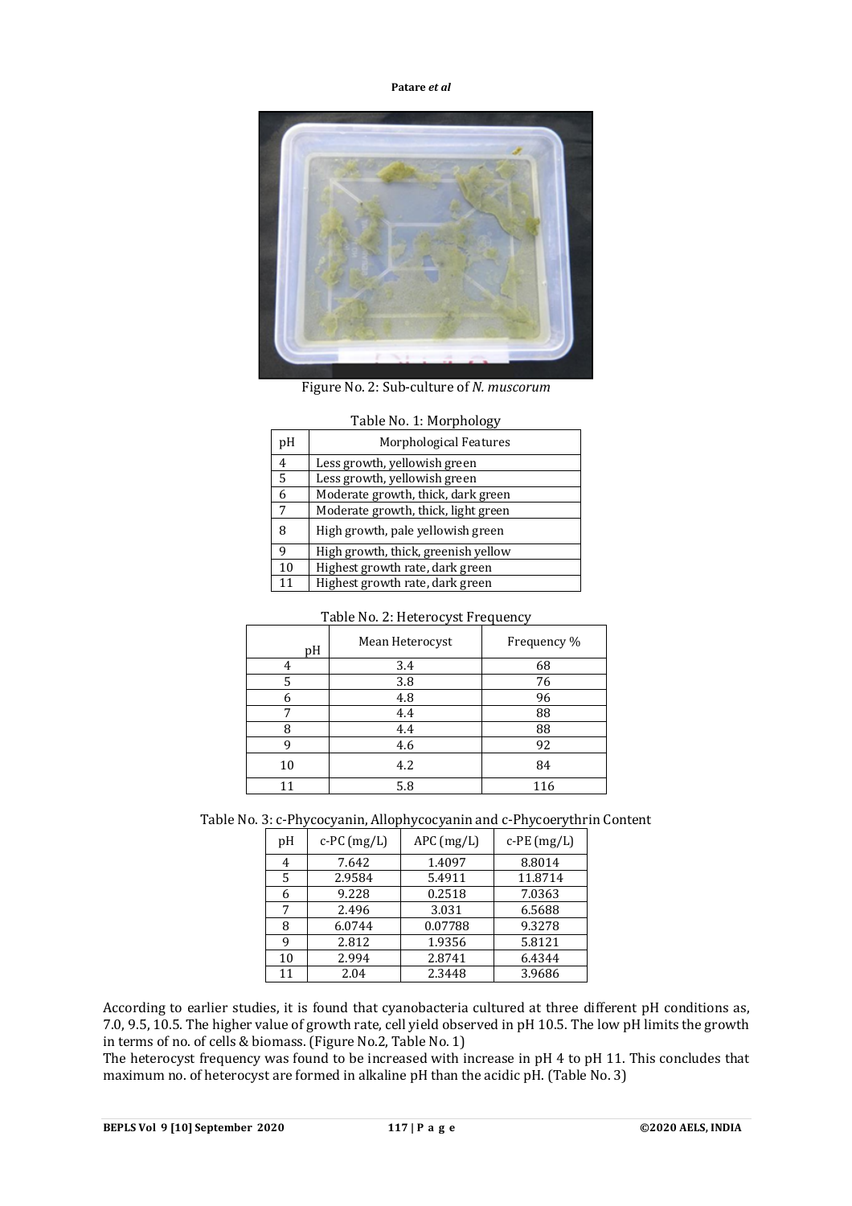Figure No. 2: Sub-culture of *N. muscorum*

Table No. 1: Morphology

| pH | Morphological Features |
|---|---|
| 4 | Less growth, yellowish green |
| 5 | Less growth, yellowish green |
| 6 | Moderate growth, thick, dark green |
| 7 | Moderate growth, thick, light green |
| 8 | High growth, pale yellowish green |
| 9 | High growth, thick, greenish yellow |
| 10 | Highest growth rate, dark green |
| 11 | Highest growth rate, dark green |

Table No. 2: Heterocyst Frequency

| pH | Mean Heterocyst | Frequency % |
|---|---|---|
| 4 | 3.4 | 68 |
| 5 | 3.8 | 76 |
| 6 | 4.8 | 96 |
| 7 | 4.4 | 88 |
| 8 | 4.4 | 88 |
| 9 | 4.6 | 92 |
| 10 | 4.2 | 84 |
| 11 | 5.8 | 116 |

Table No. 3: c-Phycocyanin, Allophycocyanin and c-Phycoerythrin Content

| pH | c-PC (mg/L) | APC (mg/L) | c-PE (mg/L) |
|---|---|---|---|
| 4 | 7.642 | 1.4097 | 8.8014 |
| 5 | 2.9584 | 5.4911 | 11.8714 |
| 6 | 9.228 | 0.2518 | 7.0363 |
| 7 | 2.496 | 3.031 | 6.5688 |
| 8 | 6.0744 | 0.07788 | 9.3278 |
| 9 | 2.812 | 1.9356 | 5.8121 |
| 10 | 2.994 | 2.8741 | 6.4344 |
| 11 | 2.04 | 2.3448 | 3.9686 |

According to earlier studies, it is found that cyanobacteria cultured at three different pH conditions as, 7.0, 9.5, 10.5. The higher value of growth rate, cell yield observed in pH 10.5. The low pH limits the growth in terms of no. of cells & biomass. (Figure No.2, Table No. 1)

The heterocyst frequency was found to be increased with increase in pH 4 to pH 11. This concludes that maximum no. of heterocyst are formed in alkaline pH than the acidic pH. (Table No. 3)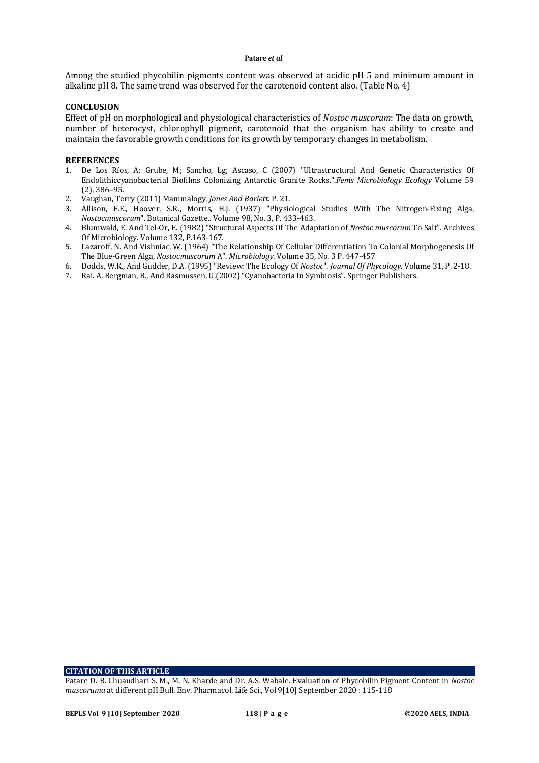Among the studied phycobilin pigments content was observed at acidic pH 5 and minimum amount in alkaline pH 8. The same trend was observed for the carotenoid content also. (Table No. 4)

## CONCLUSION

Effect of pH on morphological and physiological characteristics of *Nostoc muscorum*: The data on growth, number of heterocyst, chlorophyll pigment, carotenoid that the organism has ability to create and maintain the favorable growth conditions for its growth by temporary changes in metabolism.

## REFERENCES

1. De Los Ríos, A; Grube, M; Sancho, Lg; Ascaso, C (2007) "Ultrastructural And Genetic Characteristics Of Endolithiccyanobacterial Biofilms Colonizing Antarctic Granite Rocks.".*Fems Microbiology Ecology* Volume 59 (2), 386–95.
2. Vaughan, Terry (2011) Mammalogy. *Jones And Barlett*. P. 21.
3. Allison, F.E., Hoover, S.R., Morris, H.J. (1937) "Physiological Studies With The Nitrogen-Fixing Alga, *Nostocmuscorum*". Botanical Gazette.. Volume 98, No. 3, P. 433-463.
4. Blumwald, E. And Tel-Or, E. (1982) "Structural Aspects Of The Adaptation of *Nostoc muscorum* To Salt". Archives Of Microbiology. Volume 132, P.163-167.
5. Lazaroff, N. And Vishniac, W. (1964) "The Relationship Of Cellular Differentiation To Colonial Morphogenesis Of The Blue-Green Alga, *Nostocmuscorum* A". *Microbiology*. Volume 35, No. 3 P. 447-457
6. Dodds, W.K., And Gudder, D.A. (1995) "Review: The Ecology Of *Nostoc*". *Journal Of Phycology*. Volume 31, P. 2-18.
7. Rai. A, Bergman, B., And Rasmussen, U.(2002) "Cyanobacteria In Symbiosis". Springer Publishers.

**CITATION OF THIS ARTICLE**

Patare D. B. Chuaudhari S. M., M. N. Kharde and Dr. A.S. Wabale. Evaluation of Phycobilin Pigment Content in *Nostoc muscoruma* at different pH Bull. Env. Pharmacol. Life Sci., Vol 9[10] September 2020 : 115-118